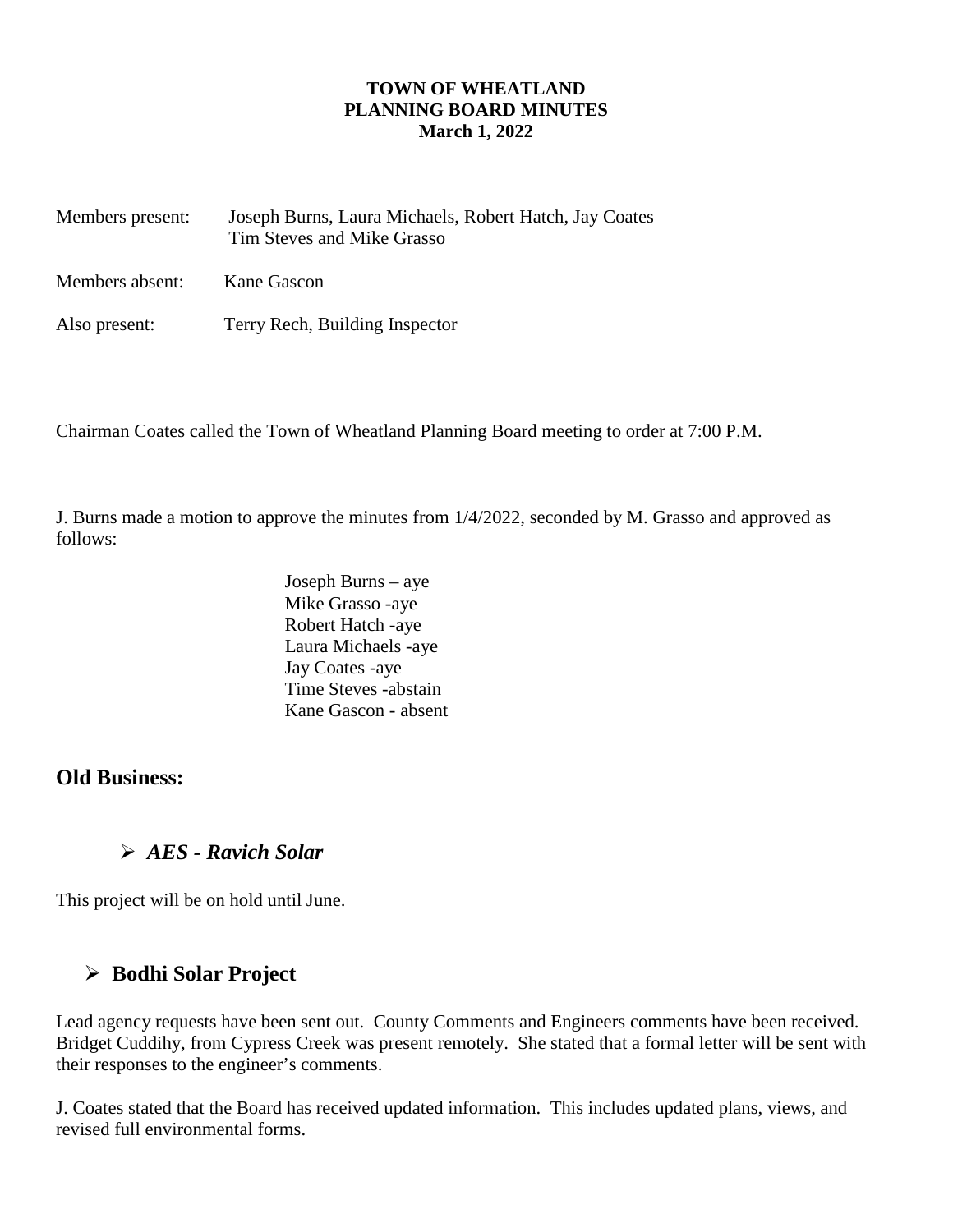**TOWN OF WHEATLAND**
**PLANNING BOARD MINUTES**
**March 1, 2022**

Members present: Joseph Burns, Laura Michaels, Robert Hatch, Jay Coates
Tim Steves and Mike Grasso

Members absent: Kane Gascon

Also present: Terry Rech, Building Inspector

Chairman Coates called the Town of Wheatland Planning Board meeting to order at 7:00 P.M.

J. Burns made a motion to approve the minutes from 1/4/2022, seconded by M. Grasso and approved as follows:

Joseph Burns – aye
Mike Grasso -aye
Robert Hatch -aye
Laura Michaels -aye
Jay Coates -aye
Time Steves -abstain
Kane Gascon - absent

## Old Business:

### ➢ *AES - Ravich Solar*

This project will be on hold until June.

### ➢ Bodhi Solar Project

Lead agency requests have been sent out. County Comments and Engineers comments have been received. Bridget Cuddihy, from Cypress Creek was present remotely. She stated that a formal letter will be sent with their responses to the engineer's comments.

J. Coates stated that the Board has received updated information. This includes updated plans, views, and revised full environmental forms.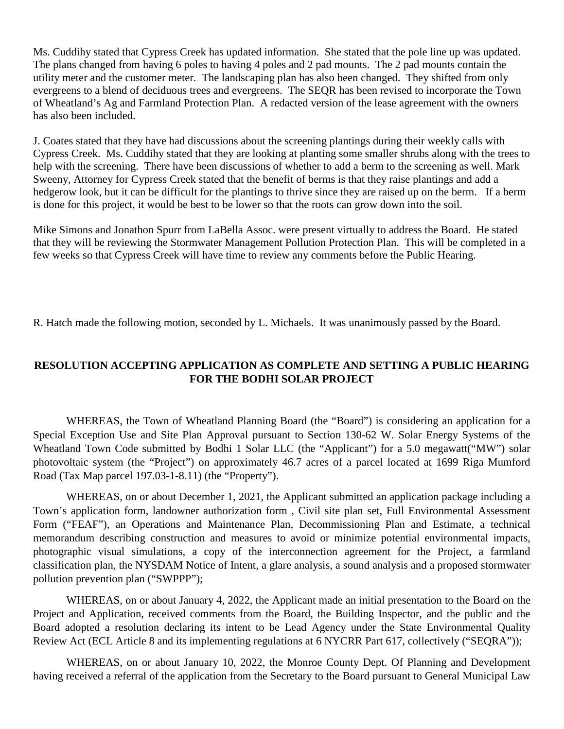Ms. Cuddihy stated that Cypress Creek has updated information. She stated that the pole line up was updated. The plans changed from having 6 poles to having 4 poles and 2 pad mounts. The 2 pad mounts contain the utility meter and the customer meter. The landscaping plan has also been changed. They shifted from only evergreens to a blend of deciduous trees and evergreens. The SEQR has been revised to incorporate the Town of Wheatland's Ag and Farmland Protection Plan. A redacted version of the lease agreement with the owners has also been included.

J. Coates stated that they have had discussions about the screening plantings during their weekly calls with Cypress Creek. Ms. Cuddihy stated that they are looking at planting some smaller shrubs along with the trees to help with the screening. There have been discussions of whether to add a berm to the screening as well. Mark Sweeny, Attorney for Cypress Creek stated that the benefit of berms is that they raise plantings and add a hedgerow look, but it can be difficult for the plantings to thrive since they are raised up on the berm. If a berm is done for this project, it would be best to be lower so that the roots can grow down into the soil.

Mike Simons and Jonathon Spurr from LaBella Assoc. were present virtually to address the Board. He stated that they will be reviewing the Stormwater Management Pollution Protection Plan. This will be completed in a few weeks so that Cypress Creek will have time to review any comments before the Public Hearing.

R. Hatch made the following motion, seconded by L. Michaels. It was unanimously passed by the Board.

**RESOLUTION ACCEPTING APPLICATION AS COMPLETE AND SETTING A PUBLIC HEARING FOR THE BODHI SOLAR PROJECT**

WHEREAS, the Town of Wheatland Planning Board (the "Board") is considering an application for a Special Exception Use and Site Plan Approval pursuant to Section 130-62 W. Solar Energy Systems of the Wheatland Town Code submitted by Bodhi 1 Solar LLC (the "Applicant") for a 5.0 megawatt("MW") solar photovoltaic system (the "Project") on approximately 46.7 acres of a parcel located at 1699 Riga Mumford Road (Tax Map parcel 197.03-1-8.11) (the "Property").

WHEREAS, on or about December 1, 2021, the Applicant submitted an application package including a Town's application form, landowner authorization form , Civil site plan set, Full Environmental Assessment Form ("FEAF"), an Operations and Maintenance Plan, Decommissioning Plan and Estimate, a technical memorandum describing construction and measures to avoid or minimize potential environmental impacts, photographic visual simulations, a copy of the interconnection agreement for the Project, a farmland classification plan, the NYSDAM Notice of Intent, a glare analysis, a sound analysis and a proposed stormwater pollution prevention plan ("SWPPP");

WHEREAS, on or about January 4, 2022, the Applicant made an initial presentation to the Board on the Project and Application, received comments from the Board, the Building Inspector, and the public and the Board adopted a resolution declaring its intent to be Lead Agency under the State Environmental Quality Review Act (ECL Article 8 and its implementing regulations at 6 NYCRR Part 617, collectively ("SEQRA"));

WHEREAS, on or about January 10, 2022, the Monroe County Dept. Of Planning and Development having received a referral of the application from the Secretary to the Board pursuant to General Municipal Law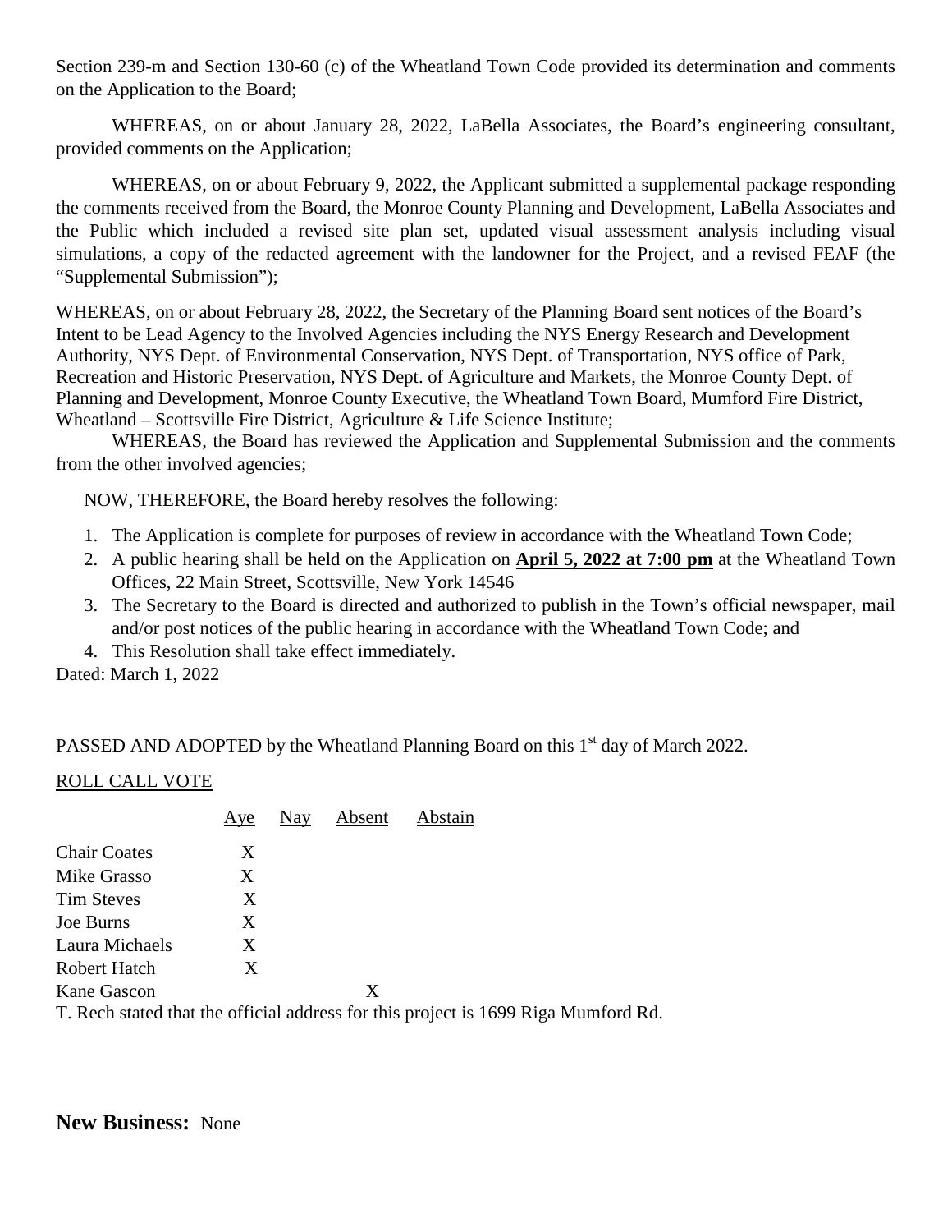Section 239-m and Section 130-60 (c) of the Wheatland Town Code provided its determination and comments on the Application to the Board;

WHEREAS, on or about January 28, 2022, LaBella Associates, the Board's engineering consultant, provided comments on the Application;

WHEREAS, on or about February 9, 2022, the Applicant submitted a supplemental package responding the comments received from the Board, the Monroe County Planning and Development, LaBella Associates and the Public which included a revised site plan set, updated visual assessment analysis including visual simulations, a copy of the redacted agreement with the landowner for the Project, and a revised FEAF (the "Supplemental Submission");

WHEREAS, on or about February 28, 2022, the Secretary of the Planning Board sent notices of the Board's Intent to be Lead Agency to the Involved Agencies including the NYS Energy Research and Development Authority, NYS Dept. of Environmental Conservation, NYS Dept. of Transportation, NYS office of Park, Recreation and Historic Preservation, NYS Dept. of Agriculture and Markets, the Monroe County Dept. of Planning and Development, Monroe County Executive, the Wheatland Town Board, Mumford Fire District, Wheatland – Scottsville Fire District, Agriculture & Life Science Institute;

WHEREAS, the Board has reviewed the Application and Supplemental Submission and the comments from the other involved agencies;

NOW, THEREFORE, the Board hereby resolves the following:

1. The Application is complete for purposes of review in accordance with the Wheatland Town Code;
2. A public hearing shall be held on the Application on **April 5, 2022 at 7:00 pm** at the Wheatland Town Offices, 22 Main Street, Scottsville, New York 14546
3. The Secretary to the Board is directed and authorized to publish in the Town's official newspaper, mail and/or post notices of the public hearing in accordance with the Wheatland Town Code; and
4. This Resolution shall take effect immediately.

Dated: March 1, 2022

PASSED AND ADOPTED by the Wheatland Planning Board on this 1st day of March 2022.

ROLL CALL VOTE

| | Aye | Nay | Absent | Abstain |
|---|---|---|---|---|
| Chair Coates | X | | | |
| Mike Grasso | X | | | |
| Tim Steves | X | | | |
| Joe Burns | X | | | |
| Laura Michaels | X | | | |
| Robert Hatch | X | | | |
| Kane Gascon | | | X | |

T. Rech stated that the official address for this project is 1699 Riga Mumford Rd.

**New Business:** None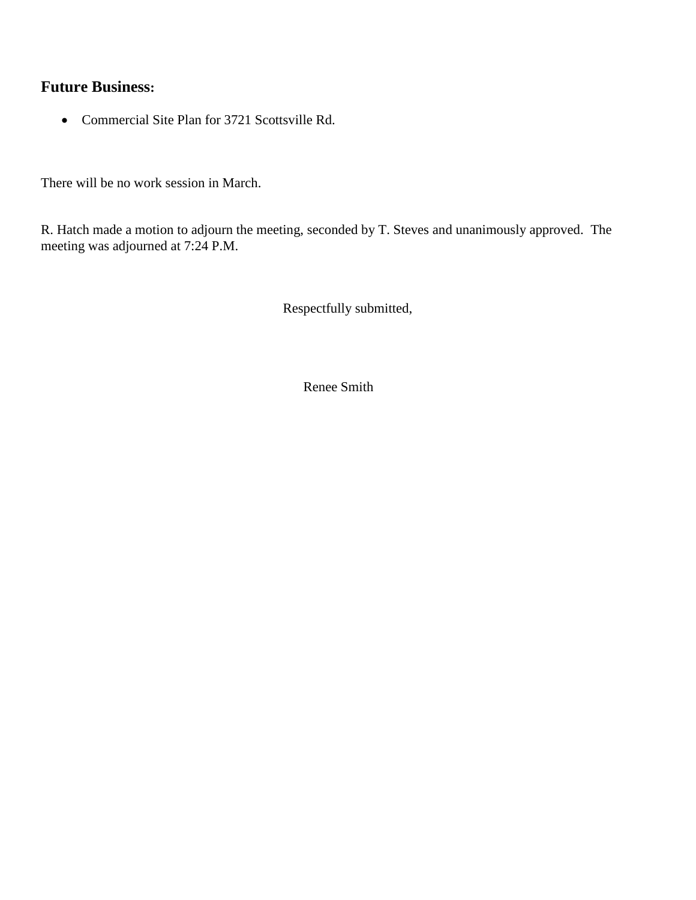## Future Business:

- Commercial Site Plan for 3721 Scottsville Rd.

There will be no work session in March.

R. Hatch made a motion to adjourn the meeting, seconded by T. Steves and unanimously approved. The meeting was adjourned at 7:24 P.M.

Respectfully submitted,

Renee Smith